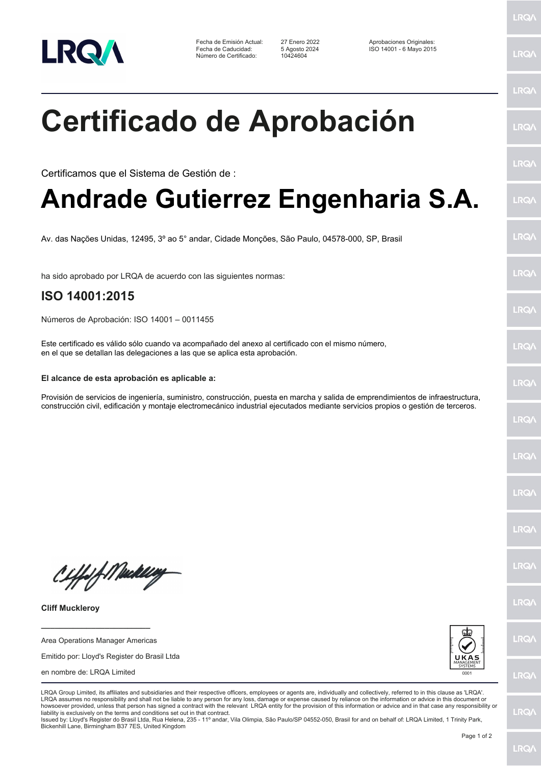Fecha de Emisión Actual: 27 Enero 2022
Fecha de Caducidad: 5 Agosto 2024
Número de Certificado: 10424604

Aprobaciones Originales:
ISO 14001 - 6 Mayo 2015

# Certificado de Aprobación

Certificamos que el Sistema de Gestión de :

# Andrade Gutierrez Engenharia S.A.

Av. das Nações Unidas, 12495, 3º ao 5° andar, Cidade Monções, São Paulo, 04578-000, SP, Brasil

ha sido aprobado por LRQA de acuerdo con las siguientes normas:

## ISO 14001:2015

Números de Aprobación: ISO 14001 – 0011455

Este certificado es válido sólo cuando va acompañado del anexo al certificado con el mismo número, en el que se detallan las delegaciones a las que se aplica esta aprobación.

**El alcance de esta aprobación es aplicable a:**

Provisión de servicios de ingeniería, suministro, construcción, puesta en marcha y salida de emprendimientos de infraestructura, construcción civil, edificación y montaje electromecánico industrial ejecutados mediante servicios propios o gestión de terceros.

**Cliff Muckleroy**

Area Operations Manager Americas

Emitido por: Lloyd's Register do Brasil Ltda

en nombre de: LRQA Limited

UKAS MANAGEMENT SYSTEMS 0001

LRQA Group Limited, its affiliates and subsidiaries and their respective officers, employees or agents are, individually and collectively, referred to in this clause as 'LRQA'. LRQA assumes no responsibility and shall not be liable to any person for any loss, damage or expense caused by reliance on the information or advice in this document or howsoever provided, unless that person has signed a contract with the relevant LRQA entity for the provision of this information or advice and in that case any responsibility or liability is exclusively on the terms and conditions set out in that contract.
Issued by: Lloyd's Register do Brasil Ltda, Rua Helena, 235 - 11º andar, Vila Olimpia, São Paulo/SP 04552-050, Brasil for and on behalf of: LRQA Limited, 1 Trinity Park, Bickenhill Lane, Birmingham B37 7ES, United Kingdom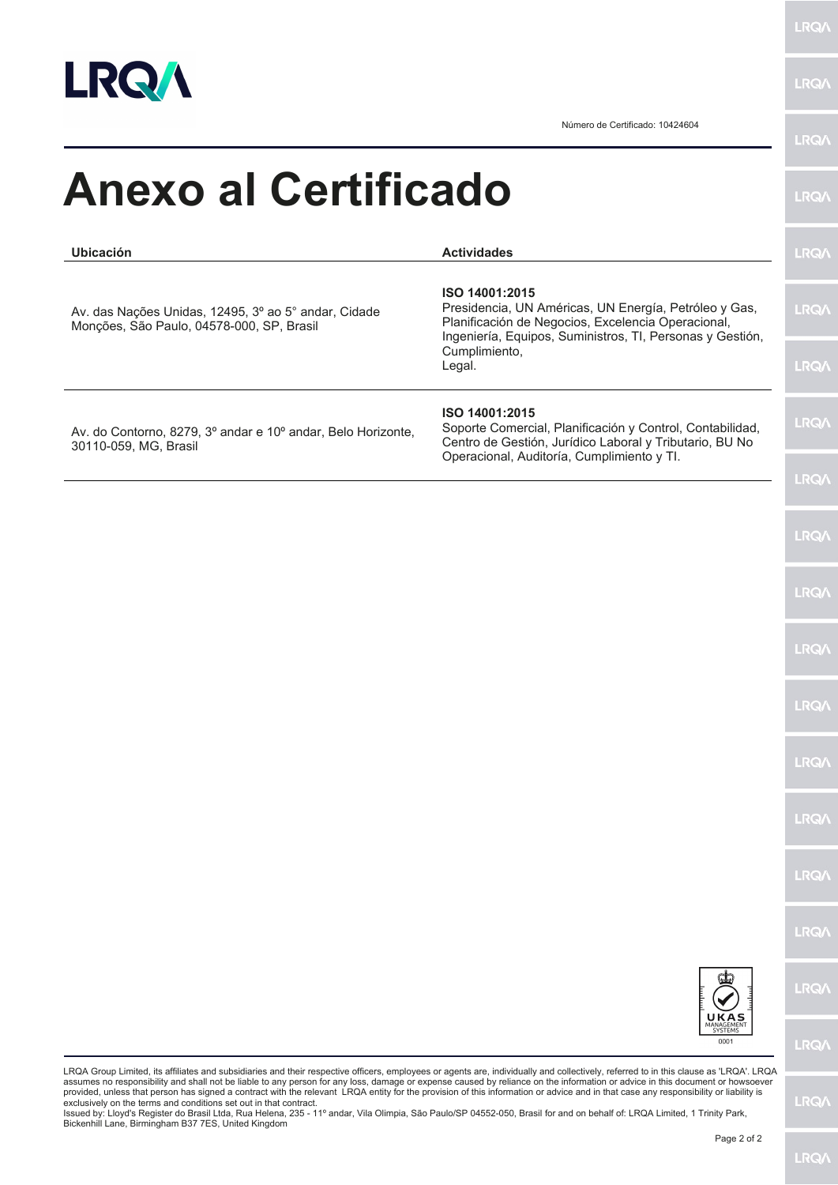Número de Certificado: 10424604

# Anexo al Certificado

| Ubicación | Actividades |
| --- | --- |
| Av. das Nações Unidas, 12495, 3º ao 5° andar, Cidade Monções, São Paulo, 04578-000, SP, Brasil | **ISO 14001:2015** Presidencia, UN Américas, UN Energía, Petróleo y Gas, Planificación de Negocios, Excelencia Operacional, Ingeniería, Equipos, Suministros, TI, Personas y Gestión, Cumplimiento, Legal. |
| Av. do Contorno, 8279, 3º andar e 10º andar, Belo Horizonte, 30110-059, MG, Brasil | **ISO 14001:2015** Soporte Comercial, Planificación y Control, Contabilidad, Centro de Gestión, Jurídico Laboral y Tributario, BU No Operacional, Auditoría, Cumplimiento y TI. |

UKAS MANAGEMENT SYSTEMS 0001

LRQA Group Limited, its affiliates and subsidiaries and their respective officers, employees or agents are, individually and collectively, referred to in this clause as 'LRQA'. LRQA assumes no responsibility and shall not be liable to any person for any loss, damage or expense caused by reliance on the information or advice in this document or howsoever provided, unless that person has signed a contract with the relevant LRQA entity for the provision of this information or advice and in that case any responsibility or liability is exclusively on the terms and conditions set out in that contract.
Issued by: Lloyd's Register do Brasil Ltda, Rua Helena, 235 - 11º andar, Vila Olimpia, São Paulo/SP 04552-050, Brasil for and on behalf of: LRQA Limited, 1 Trinity Park, Bickenhill Lane, Birmingham B37 7ES, United Kingdom